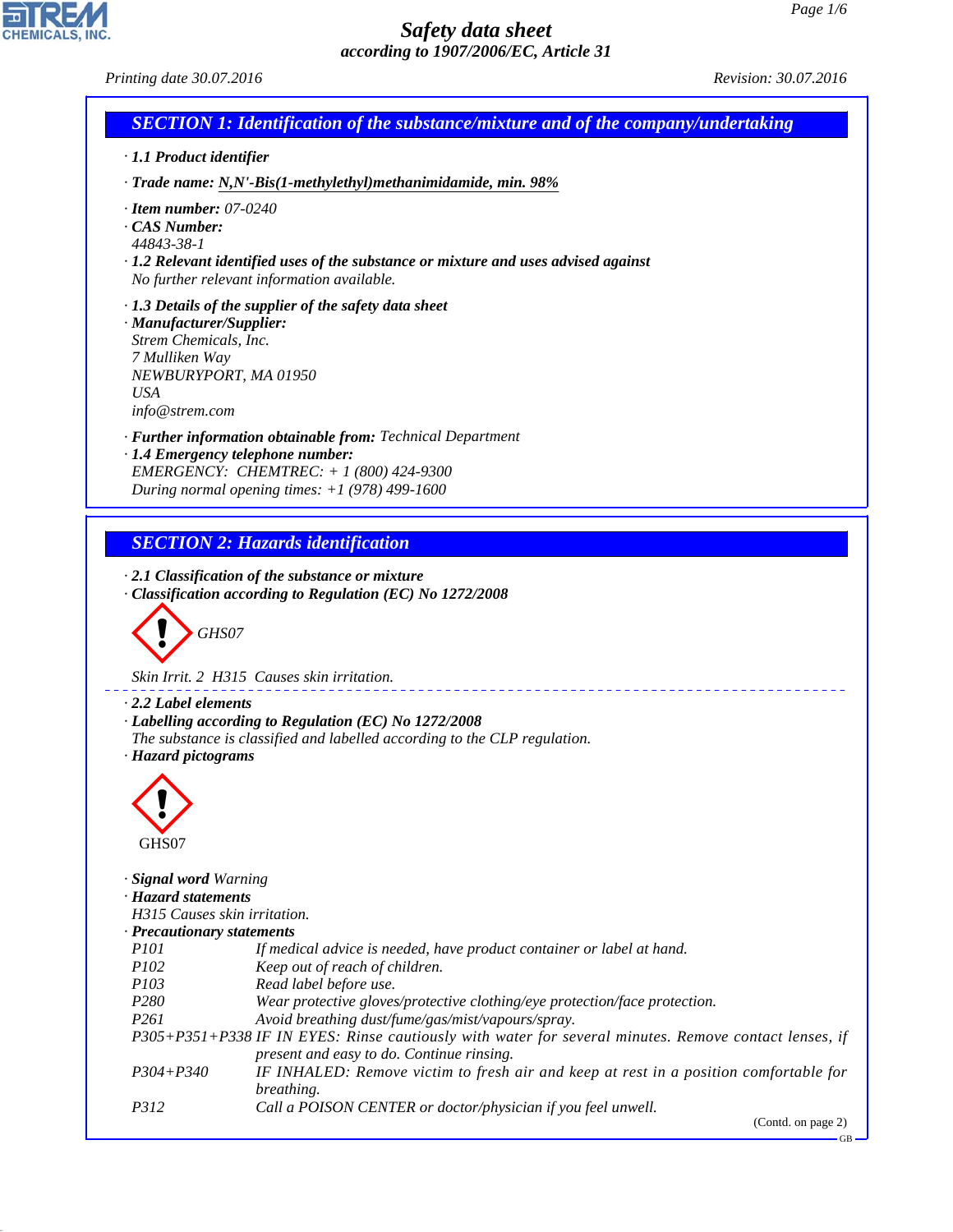# Safety data sheet
*according to 1907/2006/EC, Article 31*

Printing date 30.07.2016 Revision: 30.07.2016

## SECTION 1: Identification of the substance/mixture and of the company/undertaking

· **1.1 Product identifier**

· **Trade name: N,N'-Bis(1-methylethyl)methanimidamide, min. 98%**

· **Item number:** 07-0240
· **CAS Number:**
44843-38-1
· **1.2 Relevant identified uses of the substance or mixture and uses advised against**
No further relevant information available.

· **1.3 Details of the supplier of the safety data sheet**
· **Manufacturer/Supplier:**
Strem Chemicals, Inc.
7 Mulliken Way
NEWBURYPORT, MA 01950
USA
info@strem.com

· **Further information obtainable from:** Technical Department
· **1.4 Emergency telephone number:**
EMERGENCY: CHEMTREC: + 1 (800) 424-9300
During normal opening times: +1 (978) 499-1600

## SECTION 2: Hazards identification

· **2.1 Classification of the substance or mixture**
· **Classification according to Regulation (EC) No 1272/2008**

GHS07

Skin Irrit. 2 H315 Causes skin irritation.

· **2.2 Label elements**
· **Labelling according to Regulation (EC) No 1272/2008**
The substance is classified and labelled according to the CLP regulation.
· **Hazard pictograms**

GHS07

· **Signal word** Warning
· **Hazard statements**
H315 Causes skin irritation.
· **Precautionary statements**

| | |
|---|---|
| P101 | If medical advice is needed, have product container or label at hand. |
| P102 | Keep out of reach of children. |
| P103 | Read label before use. |
| P280 | Wear protective gloves/protective clothing/eye protection/face protection. |
| P261 | Avoid breathing dust/fume/gas/mist/vapours/spray. |
| P305+P351+P338 | IF IN EYES: Rinse cautiously with water for several minutes. Remove contact lenses, if present and easy to do. Continue rinsing. |
| P304+P340 | IF INHALED: Remove victim to fresh air and keep at rest in a position comfortable for breathing. |
| P312 | Call a POISON CENTER or doctor/physician if you feel unwell. |

(Contd. on page 2)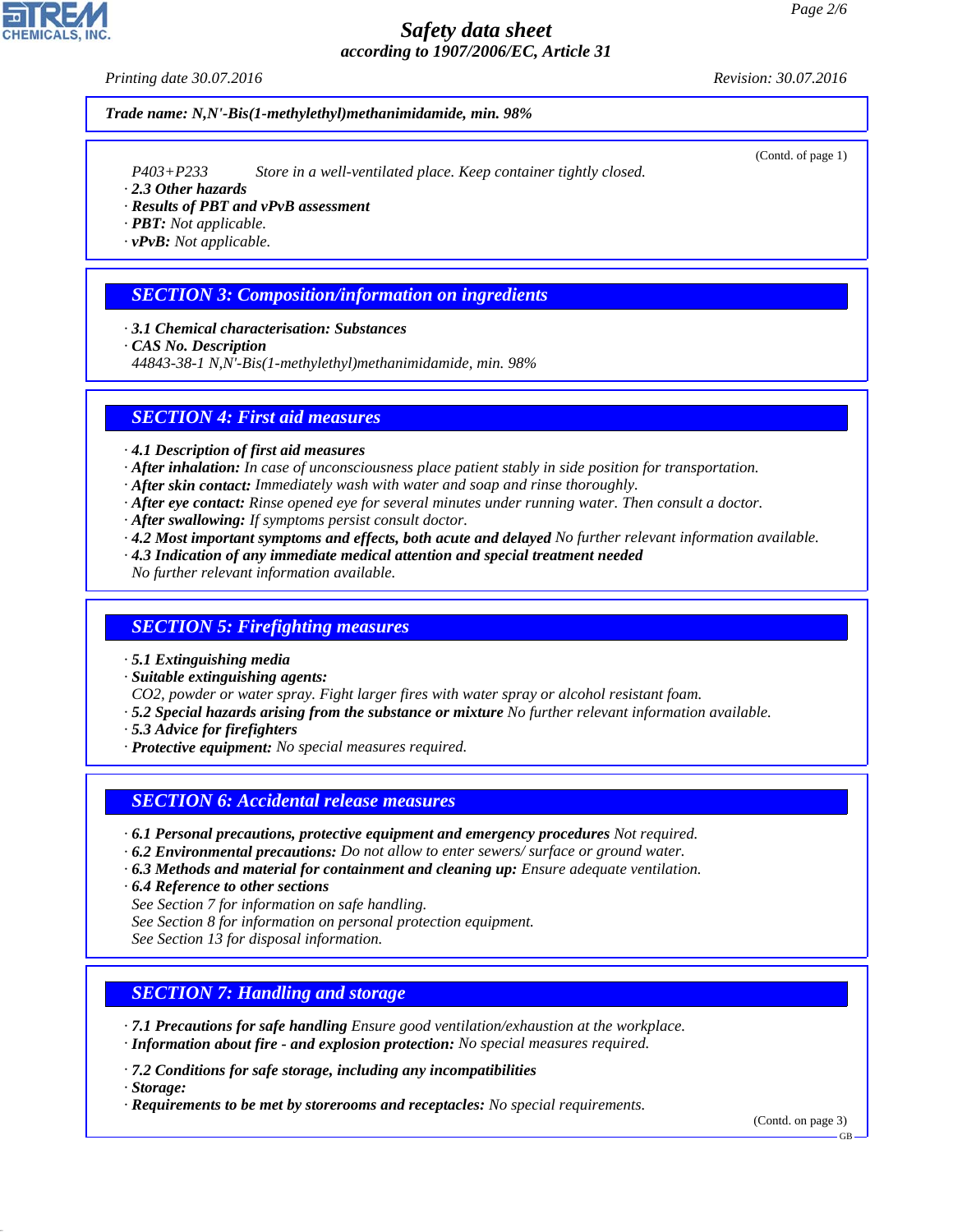**Trade name: N,N'-Bis(1-methylethyl)methanimidamide, min. 98%**

(Contd. of page 1)

P403+P233 Store in a well-ventilated place. Keep container tightly closed.

- **2.3 Other hazards**
- **Results of PBT and vPvB assessment**
- **PBT:** Not applicable.
- **vPvB:** Not applicable.

## SECTION 3: Composition/information on ingredients

- **3.1 Chemical characterisation: Substances**
- **CAS No. Description**

  44843-38-1 N,N'-Bis(1-methylethyl)methanimidamide, min. 98%

## SECTION 4: First aid measures

- **4.1 Description of first aid measures**
- **After inhalation:** In case of unconsciousness place patient stably in side position for transportation.
- **After skin contact:** Immediately wash with water and soap and rinse thoroughly.
- **After eye contact:** Rinse opened eye for several minutes under running water. Then consult a doctor.
- **After swallowing:** If symptoms persist consult doctor.
- **4.2 Most important symptoms and effects, both acute and delayed** No further relevant information available.
- **4.3 Indication of any immediate medical attention and special treatment needed**

  No further relevant information available.

## SECTION 5: Firefighting measures

- **5.1 Extinguishing media**
- **Suitable extinguishing agents:**

  CO2, powder or water spray. Fight larger fires with water spray or alcohol resistant foam.
- **5.2 Special hazards arising from the substance or mixture** No further relevant information available.
- **5.3 Advice for firefighters**
- **Protective equipment:** No special measures required.

## SECTION 6: Accidental release measures

- **6.1 Personal precautions, protective equipment and emergency procedures** Not required.
- **6.2 Environmental precautions:** Do not allow to enter sewers/ surface or ground water.
- **6.3 Methods and material for containment and cleaning up:** Ensure adequate ventilation.
- **6.4 Reference to other sections**

  See Section 7 for information on safe handling.
  See Section 8 for information on personal protection equipment.
  See Section 13 for disposal information.

## SECTION 7: Handling and storage

- **7.1 Precautions for safe handling** Ensure good ventilation/exhaustion at the workplace.
- **Information about fire - and explosion protection:** No special measures required.

- **7.2 Conditions for safe storage, including any incompatibilities**
- **Storage:**
- **Requirements to be met by storerooms and receptacles:** No special requirements.

(Contd. on page 3)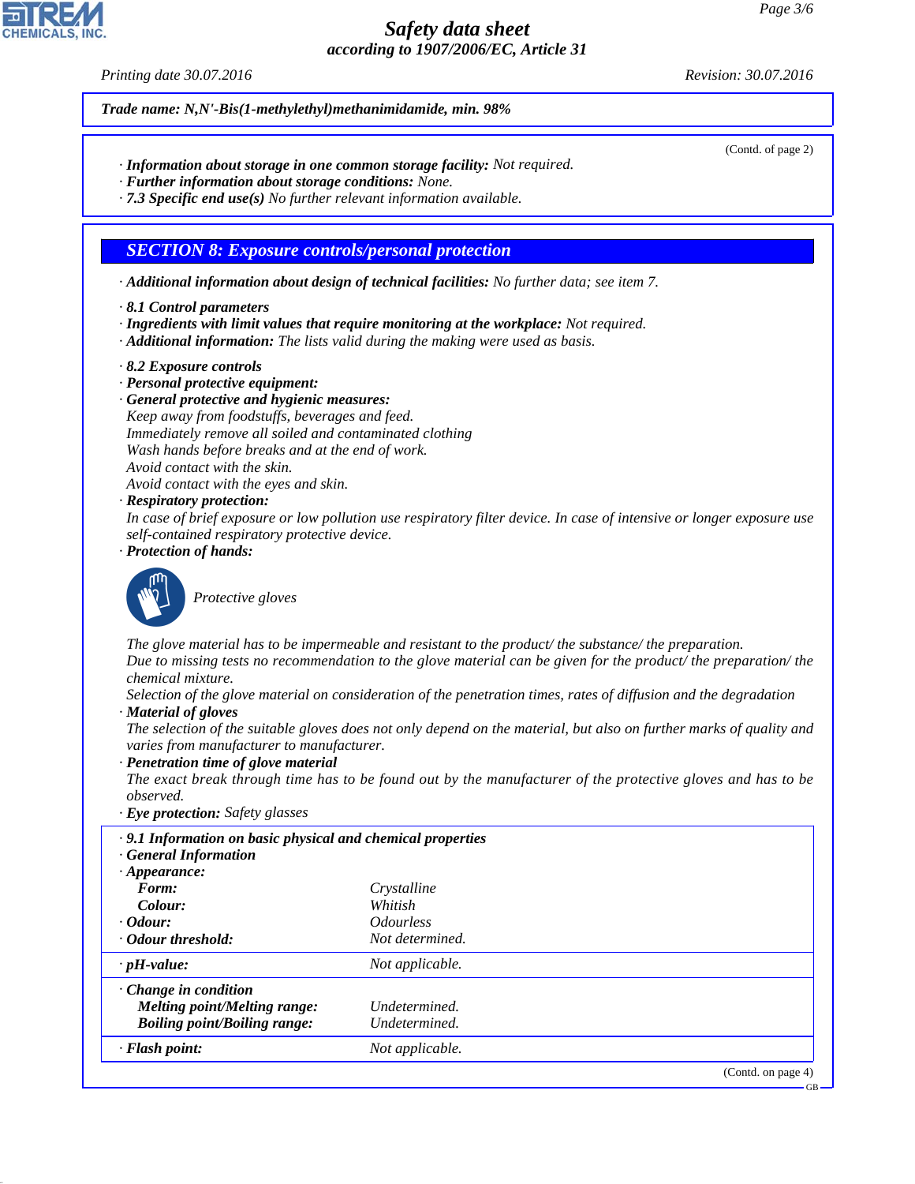**Trade name: N,N'-Bis(1-methylethyl)methanimidamide, min. 98%**

(Contd. of page 2)

· **Information about storage in one common storage facility:** Not required.
· **Further information about storage conditions:** None.
· **7.3 Specific end use(s)** No further relevant information available.

## SECTION 8: Exposure controls/personal protection

· **Additional information about design of technical facilities:** No further data; see item 7.

· **8.1 Control parameters**
· **Ingredients with limit values that require monitoring at the workplace:** Not required.
· **Additional information:** The lists valid during the making were used as basis.

· **8.2 Exposure controls**
· **Personal protective equipment:**
· **General protective and hygienic measures:**
Keep away from foodstuffs, beverages and feed.
Immediately remove all soiled and contaminated clothing
Wash hands before breaks and at the end of work.
Avoid contact with the skin.
Avoid contact with the eyes and skin.
· **Respiratory protection:**
In case of brief exposure or low pollution use respiratory filter device. In case of intensive or longer exposure use self-contained respiratory protective device.
· **Protection of hands:**

Protective gloves

The glove material has to be impermeable and resistant to the product/ the substance/ the preparation.
Due to missing tests no recommendation to the glove material can be given for the product/ the preparation/ the chemical mixture.
Selection of the glove material on consideration of the penetration times, rates of diffusion and the degradation
· **Material of gloves**
The selection of the suitable gloves does not only depend on the material, but also on further marks of quality and varies from manufacturer to manufacturer.
· **Penetration time of glove material**
The exact break through time has to be found out by the manufacturer of the protective gloves and has to be observed.
· **Eye protection:** Safety glasses

· **9.1 Information on basic physical and chemical properties**
· **General Information**

| · **Appearance:** | |
|---|---|
| **Form:** | Crystalline |
| **Colour:** | Whitish |
| · **Odour:** | Odourless |
| · **Odour threshold:** | Not determined. |
| · **pH-value:** | Not applicable. |
| · **Change in condition** | |
| **Melting point/Melting range:** | Undetermined. |
| **Boiling point/Boiling range:** | Undetermined. |
| · **Flash point:** | Not applicable. |

(Contd. on page 4)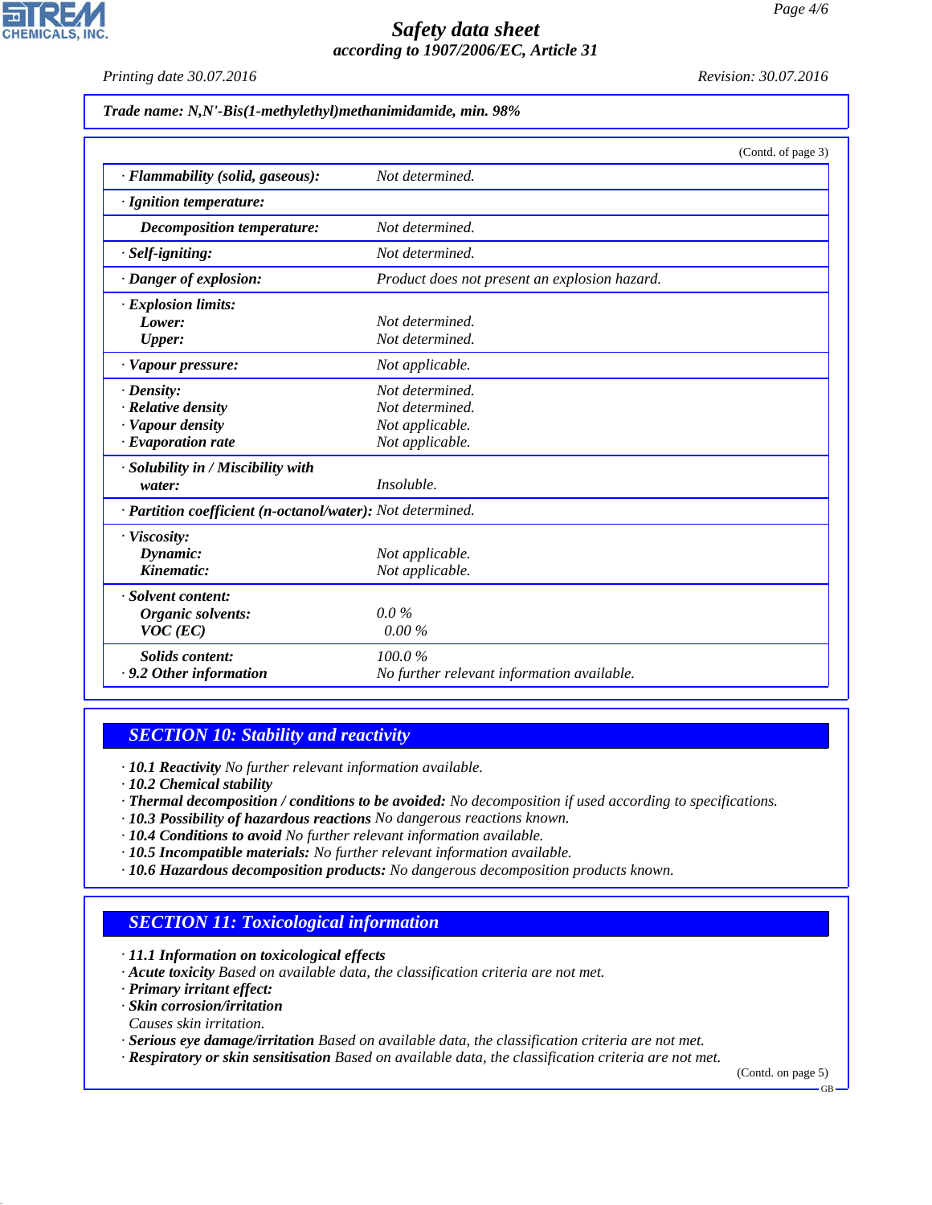**Trade name: N,N'-Bis(1-methylethyl)methanimidamide, min. 98%**

(Contd. of page 3)

| | |
|---|---|
| · **Flammability (solid, gaseous):** | Not determined. |
| · **Ignition temperature:** | |
| **Decomposition temperature:** | Not determined. |
| · **Self-igniting:** | Not determined. |
| · **Danger of explosion:** | Product does not present an explosion hazard. |
| · **Explosion limits:** | |
| **Lower:** | Not determined. |
| **Upper:** | Not determined. |
| · **Vapour pressure:** | Not applicable. |
| · **Density:** | Not determined. |
| · **Relative density** | Not determined. |
| · **Vapour density** | Not applicable. |
| · **Evaporation rate** | Not applicable. |
| · **Solubility in / Miscibility with water:** | Insoluble. |
| · **Partition coefficient (n-octanol/water):** | Not determined. |
| · **Viscosity:** | |
| **Dynamic:** | Not applicable. |
| **Kinematic:** | Not applicable. |
| · **Solvent content:** | |
| **Organic solvents:** | 0.0 % |
| **VOC (EC)** | 0.00 % |
| **Solids content:** | 100.0 % |
| · **9.2 Other information** | No further relevant information available. |

## SECTION 10: Stability and reactivity

· **10.1 Reactivity** No further relevant information available.
· **10.2 Chemical stability**
· **Thermal decomposition / conditions to be avoided:** No decomposition if used according to specifications.
· **10.3 Possibility of hazardous reactions** No dangerous reactions known.
· **10.4 Conditions to avoid** No further relevant information available.
· **10.5 Incompatible materials:** No further relevant information available.
· **10.6 Hazardous decomposition products:** No dangerous decomposition products known.

## SECTION 11: Toxicological information

· **11.1 Information on toxicological effects**
· **Acute toxicity** Based on available data, the classification criteria are not met.
· **Primary irritant effect:**
· **Skin corrosion/irritation**
Causes skin irritation.
· **Serious eye damage/irritation** Based on available data, the classification criteria are not met.
· **Respiratory or skin sensitisation** Based on available data, the classification criteria are not met.

(Contd. on page 5)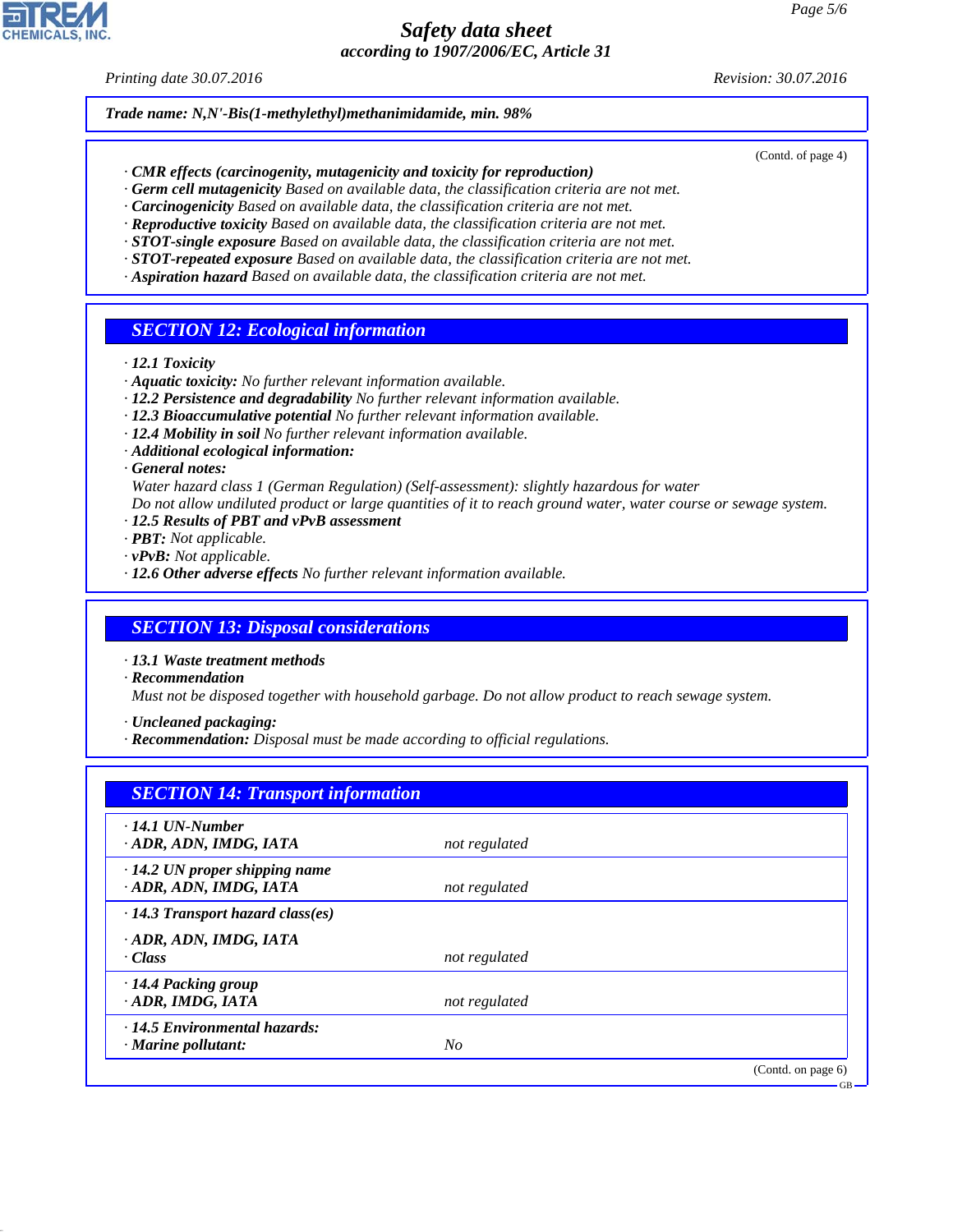Trade name: N,N'-Bis(1-methylethyl)methanimidamide, min. 98%

(Contd. of page 4)

· **CMR effects (carcinogenity, mutagenicity and toxicity for reproduction)**
· **Germ cell mutagenicity** Based on available data, the classification criteria are not met.
· **Carcinogenicity** Based on available data, the classification criteria are not met.
· **Reproductive toxicity** Based on available data, the classification criteria are not met.
· **STOT-single exposure** Based on available data, the classification criteria are not met.
· **STOT-repeated exposure** Based on available data, the classification criteria are not met.
· **Aspiration hazard** Based on available data, the classification criteria are not met.

## SECTION 12: Ecological information

· **12.1 Toxicity**
· **Aquatic toxicity:** No further relevant information available.
· **12.2 Persistence and degradability** No further relevant information available.
· **12.3 Bioaccumulative potential** No further relevant information available.
· **12.4 Mobility in soil** No further relevant information available.
· **Additional ecological information:**
· **General notes:**
Water hazard class 1 (German Regulation) (Self-assessment): slightly hazardous for water
Do not allow undiluted product or large quantities of it to reach ground water, water course or sewage system.
· **12.5 Results of PBT and vPvB assessment**
· **PBT:** Not applicable.
· **vPvB:** Not applicable.
· **12.6 Other adverse effects** No further relevant information available.

## SECTION 13: Disposal considerations

· **13.1 Waste treatment methods**
· **Recommendation**
Must not be disposed together with household garbage. Do not allow product to reach sewage system.

· **Uncleaned packaging:**
· **Recommendation:** Disposal must be made according to official regulations.

## SECTION 14: Transport information

| | |
|---|---|
| · **14.1 UN-Number** | |
| · **ADR, ADN, IMDG, IATA** | not regulated |
| · **14.2 UN proper shipping name** | |
| · **ADR, ADN, IMDG, IATA** | not regulated |
| · **14.3 Transport hazard class(es)** | |
| · **ADR, ADN, IMDG, IATA** | |
| · **Class** | not regulated |
| · **14.4 Packing group** | |
| · **ADR, IMDG, IATA** | not regulated |
| · **14.5 Environmental hazards:** | |
| · **Marine pollutant:** | No |

(Contd. on page 6)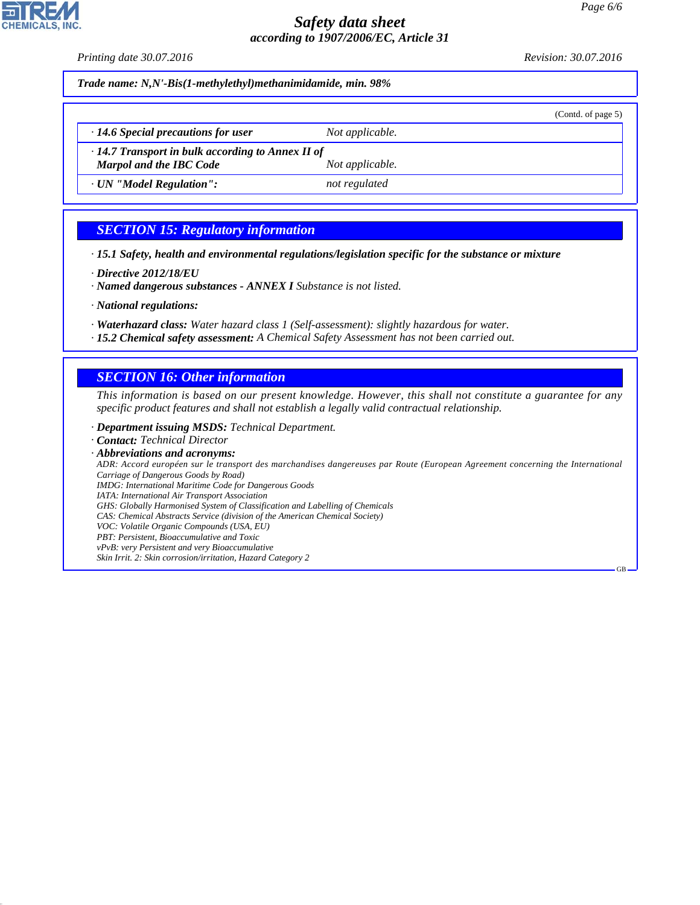Trade name: N,N'-Bis(1-methylethyl)methanimidamide, min. 98%

(Contd. of page 5)

| | |
|---|---|
| · **14.6 Special precautions for user** | *Not applicable.* |
| · **14.7 Transport in bulk according to Annex II of Marpol and the IBC Code** | *Not applicable.* |
| · **UN "Model Regulation":** | *not regulated* |

## SECTION 15: Regulatory information

· **15.1 Safety, health and environmental regulations/legislation specific for the substance or mixture**

· **Directive 2012/18/EU**

· **Named dangerous substances - ANNEX I** Substance is not listed.

· **National regulations:**

· **Waterhazard class:** Water hazard class 1 (Self-assessment): slightly hazardous for water.

· **15.2 Chemical safety assessment:** A Chemical Safety Assessment has not been carried out.

## SECTION 16: Other information

This information is based on our present knowledge. However, this shall not constitute a guarantee for any specific product features and shall not establish a legally valid contractual relationship.

· **Department issuing MSDS:** Technical Department.

· **Contact:** Technical Director

· **Abbreviations and acronyms:**

ADR: Accord européen sur le transport des marchandises dangereuses par Route (European Agreement concerning the International Carriage of Dangerous Goods by Road)
IMDG: International Maritime Code for Dangerous Goods
IATA: International Air Transport Association
GHS: Globally Harmonised System of Classification and Labelling of Chemicals
CAS: Chemical Abstracts Service (division of the American Chemical Society)
VOC: Volatile Organic Compounds (USA, EU)
PBT: Persistent, Bioaccumulative and Toxic
vPvB: very Persistent and very Bioaccumulative
Skin Irrit. 2: Skin corrosion/irritation, Hazard Category 2

GB